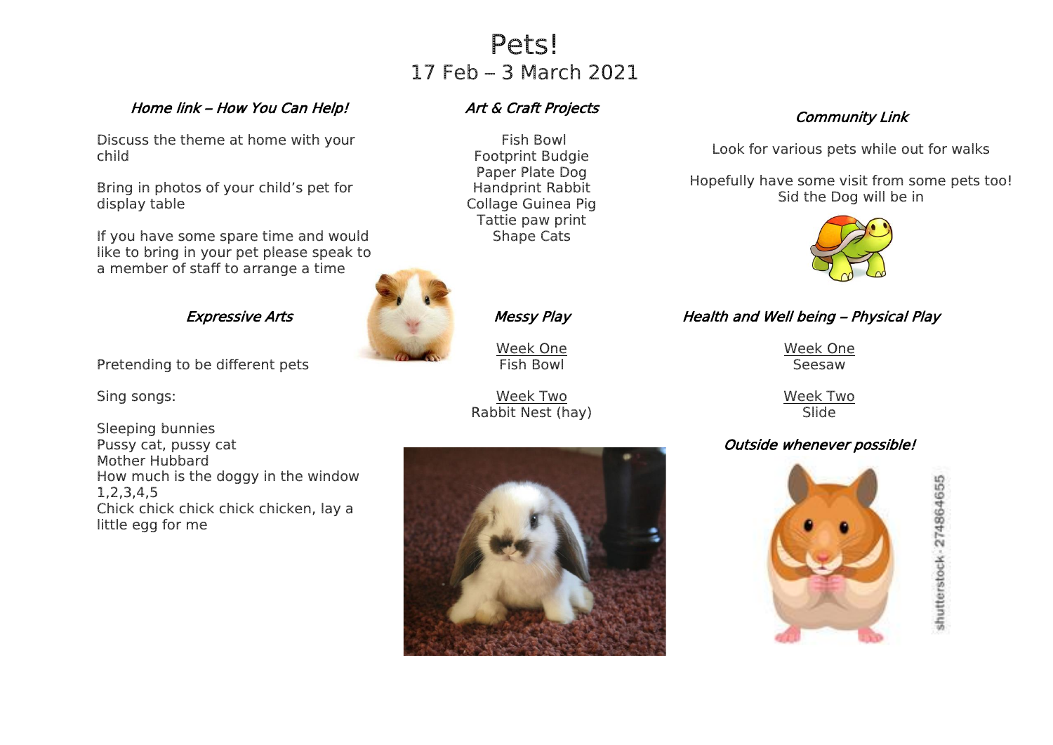# Pets!

## 17 Feb – 3 March 2021

### *Home link – How You Can Help!*

Discuss the theme at home with your child

Bring in photos of your child's pet for display table

If you have some spare time and would like to bring in your pet please speak to a member of staff to arrange a time

### *Art & Craft Projects*

Fish Bowl
Footprint Budgie
Paper Plate Dog
Handprint Rabbit
Collage Guinea Pig
Tattie paw print
Shape Cats

### *Community Link*

Look for various pets while out for walks

Hopefully have some visit from some pets too!
Sid the Dog will be in

### *Expressive Arts*

Pretending to be different pets

Sing songs:

Sleeping bunnies
Pussy cat, pussy cat
Mother Hubbard
How much is the doggy in the window
1,2,3,4,5
Chick chick chick chick chicken, lay a little egg for me

### *Messy Play*

Week One
Fish Bowl

Week Two
Rabbit Nest (hay)

### *Health and Well being – Physical Play*

Week One
Seesaw

Week Two
Slide

### *Outside whenever possible!*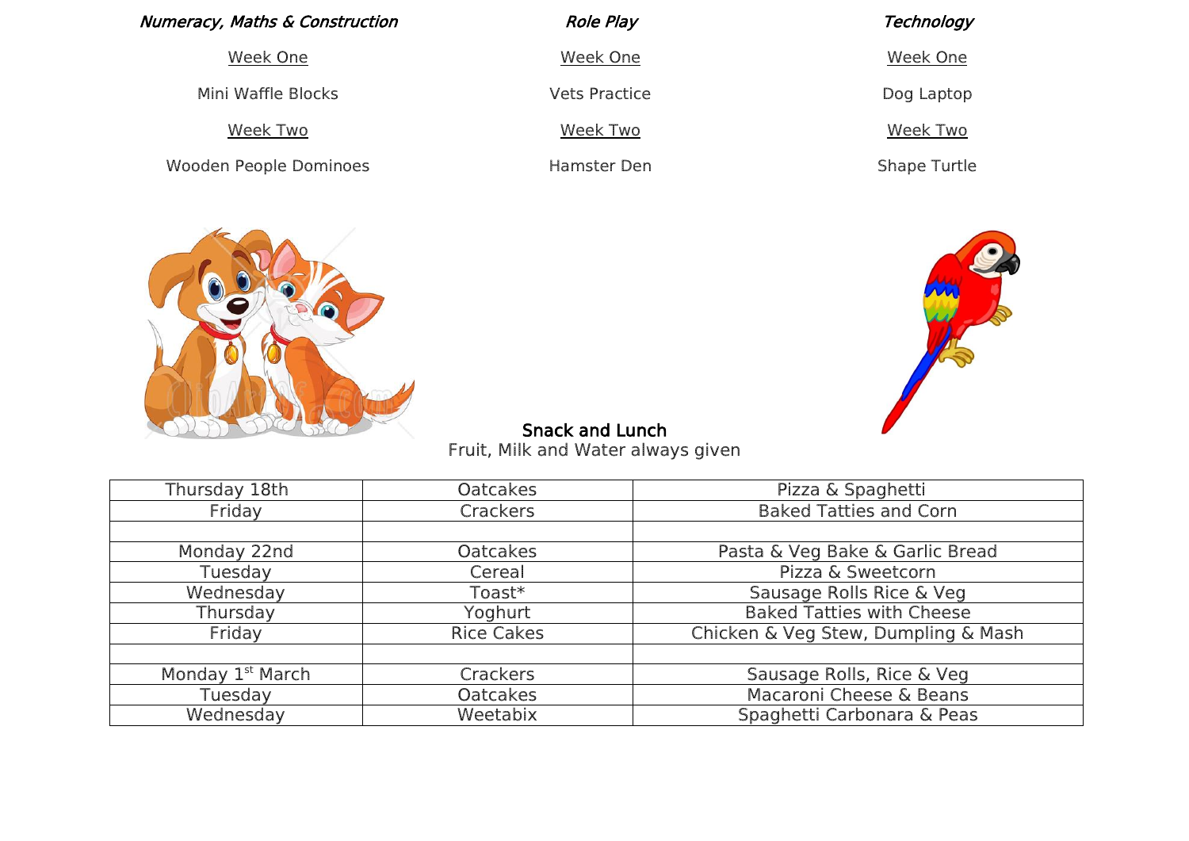*Numeracy, Maths & Construction*

Week One

Mini Waffle Blocks

Week Two

Wooden People Dominoes

*Role Play*

Week One

Vets Practice

Week Two

Hamster Den

*Technology*

Week One

Dog Laptop

Week Two

Shape Turtle

**Snack and Lunch**

Fruit, Milk and Water always given

| | | |
|---|---|---|
| Thursday 18th | Oatcakes | Pizza & Spaghetti |
| Friday | Crackers | Baked Tatties and Corn |
| | | |
| Monday 22nd | Oatcakes | Pasta & Veg Bake & Garlic Bread |
| Tuesday | Cereal | Pizza & Sweetcorn |
| Wednesday | Toast* | Sausage Rolls Rice & Veg |
| Thursday | Yoghurt | Baked Tatties with Cheese |
| Friday | Rice Cakes | Chicken & Veg Stew, Dumpling & Mash |
| | | |
| Monday 1st March | Crackers | Sausage Rolls, Rice & Veg |
| Tuesday | Oatcakes | Macaroni Cheese & Beans |
| Wednesday | Weetabix | Spaghetti Carbonara & Peas |